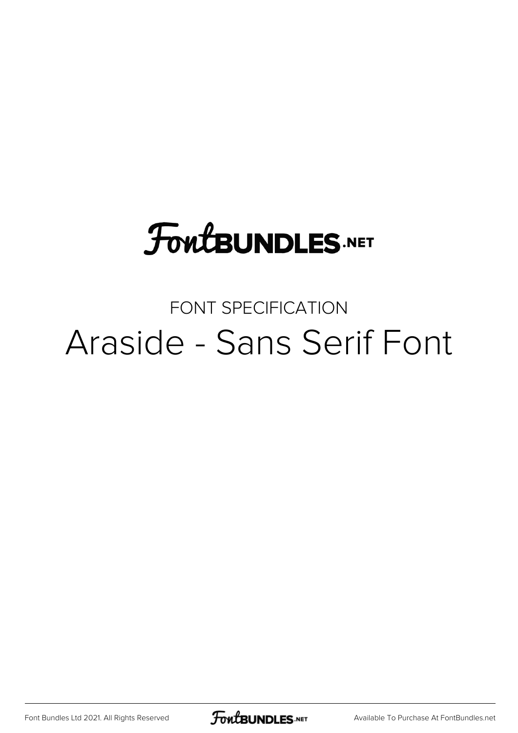# FontBUNDLES.NET

FONT SPECIFICATION

## Araside - Sans Serif Font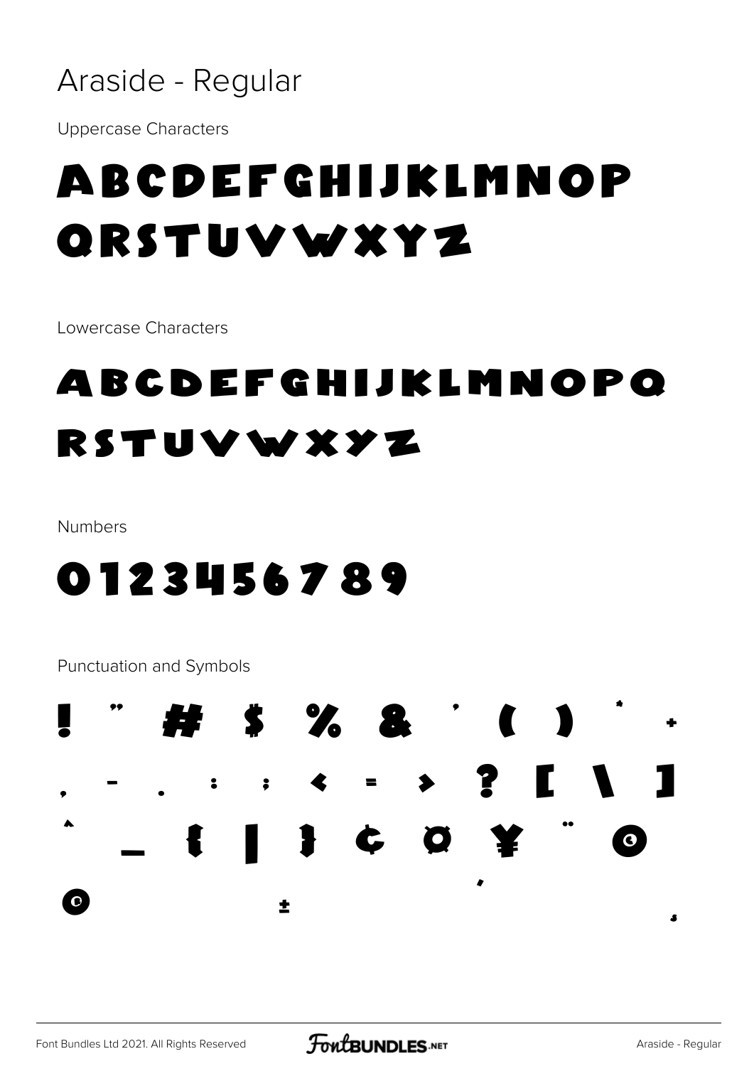# Araside - Regular

Uppercase Characters

ABCDEFGHIJKLMNOP
QRSTUVWXYZ

Lowercase Characters

ABCDEFGHIJKLMNOPQ
RSTUVWXYZ

Numbers

0123456789

Punctuation and Symbols

! " # $ % & ' ( ) * +
, - . : ; < = > ? [ \ ]
^ _ { | } ¢ ¤ ¥ ¨ ©
® ± ´ ¸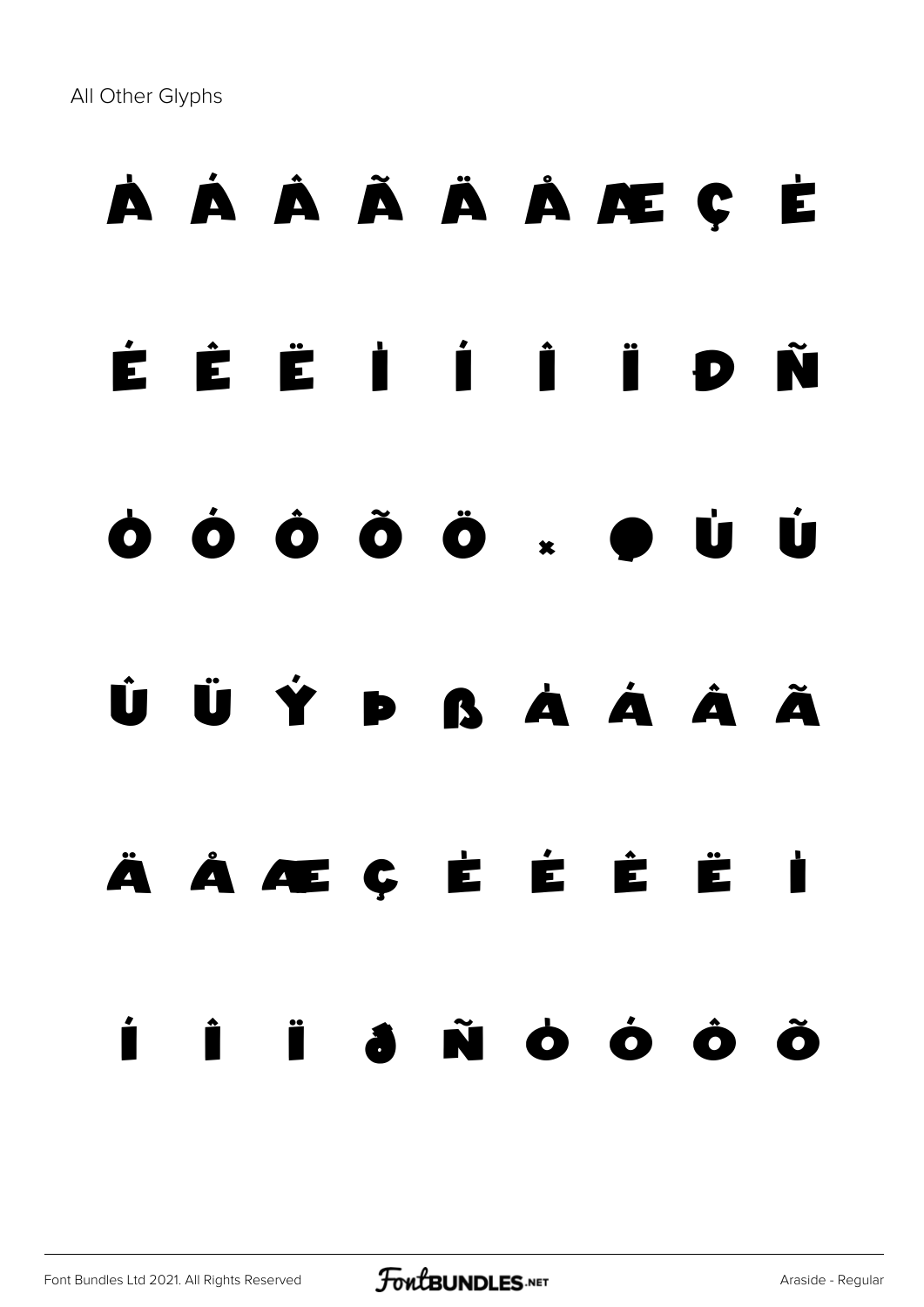All Other Glyphs

À Á Â Ã Ä Å Æ Ç È

É Ê Ë Ì Í Î Ï Ð Ñ

Ò Ó Ô Õ Ö × Ø Ù Ú

Û Ü Ý Þ ß à á â ã

ä å æ ç è é ê ë ì

í î ï ð ñ ò ó ô õ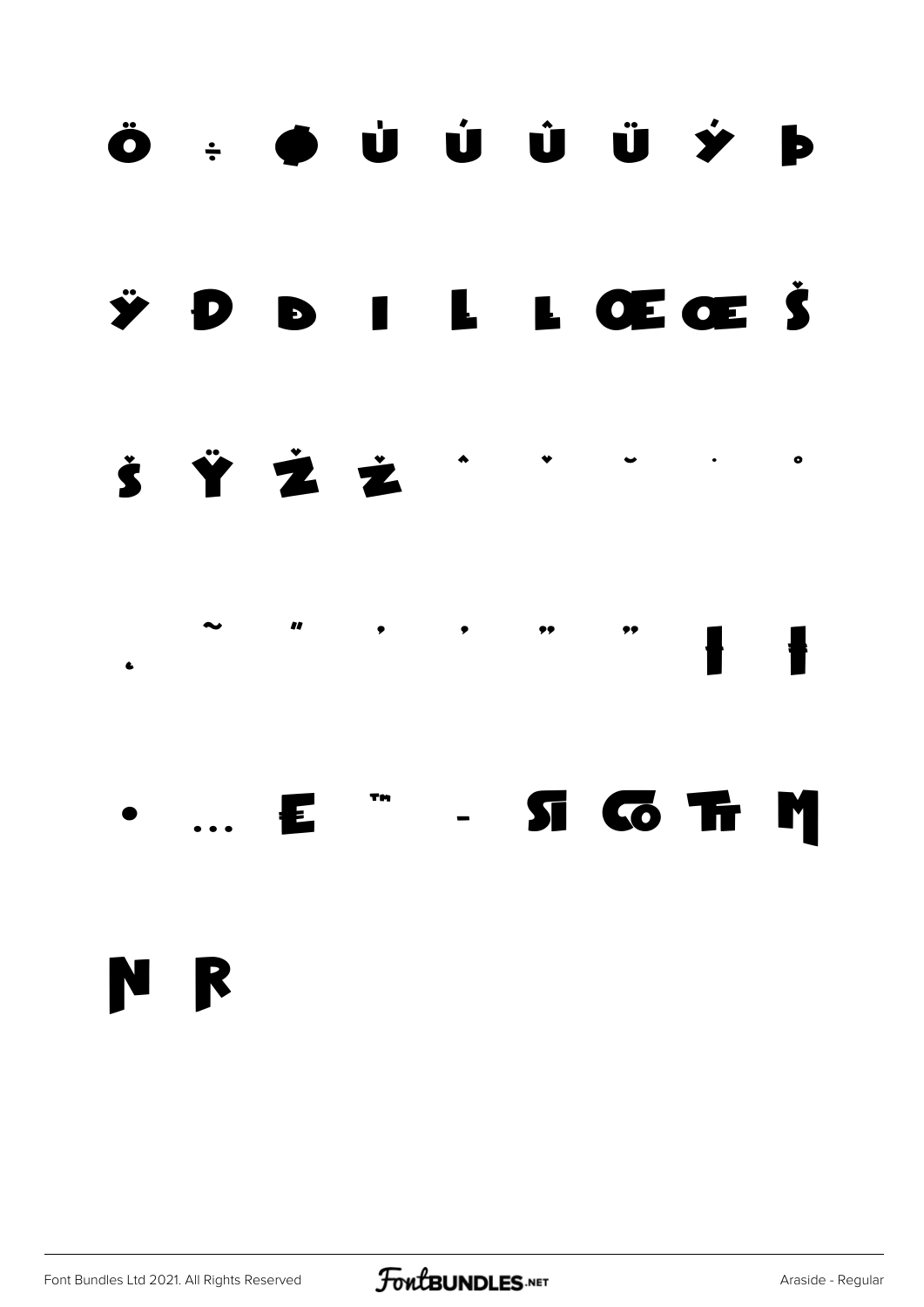Ö ÷ Ø Ù Ú Û Ü Ý Þ

Ÿ Đ đ I Ł ł Œ œ Š

š Ÿ Ž ž ˆ ˇ ˘ ˙ ˚

˛ ˜ " ' ' " " † ‡

• … € ™ - SI CO TT M

N R